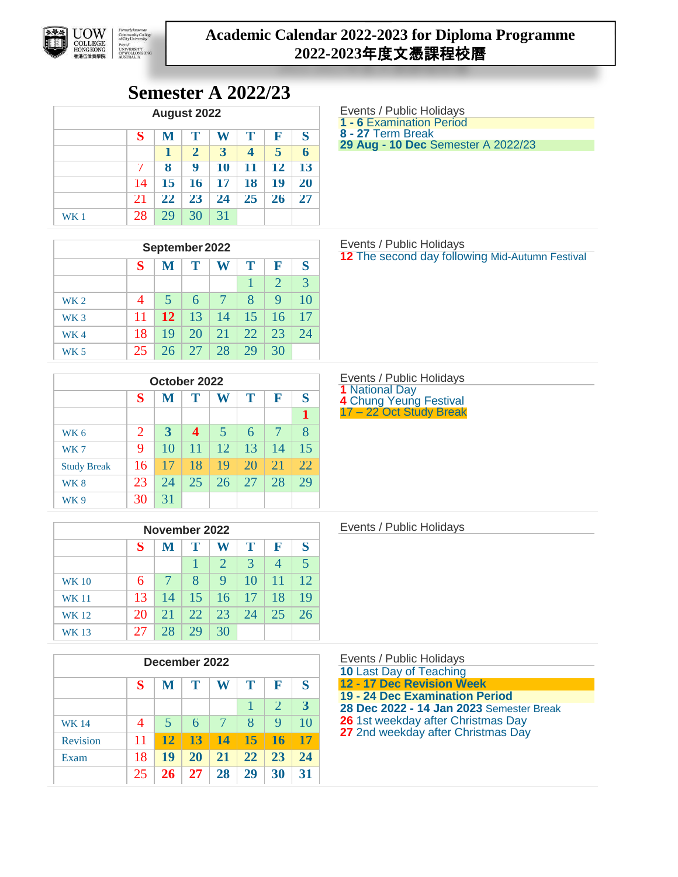# Academic Calendar 2022-2023 for Diploma Programme
# 2022-2023年度文憑課程校曆

## Semester A 2022/23

| August 2022 | | | | | | | |
|---|---|---|---|---|---|---|---|
| | S | M | T | W | T | F | S |
| | | 1 | 2 | 3 | 4 | 5 | 6 |
| | 7 | 8 | 9 | 10 | 11 | 12 | 13 |
| | 14 | 15 | 16 | 17 | 18 | 19 | 20 |
| | 21 | 22 | 23 | 24 | 25 | 26 | 27 |
| WK 1 | 28 | 29 | 30 | 31 | | | |

Events / Public Holidays

- **1 - 6** Examination Period
- **8 - 27** Term Break
- **29 Aug - 10 Dec** Semester A 2022/23

| September 2022 | | | | | | | |
|---|---|---|---|---|---|---|---|
| | S | M | T | W | T | F | S |
| | | | | | 1 | 2 | 3 |
| WK 2 | 4 | 5 | 6 | 7 | 8 | 9 | 10 |
| WK 3 | 11 | 12 | 13 | 14 | 15 | 16 | 17 |
| WK 4 | 18 | 19 | 20 | 21 | 22 | 23 | 24 |
| WK 5 | 25 | 26 | 27 | 28 | 29 | 30 | |

Events / Public Holidays

- **12** The second day following Mid-Autumn Festival

| October 2022 | | | | | | | |
|---|---|---|---|---|---|---|---|
| | S | M | T | W | T | F | S |
| | | | | | | | 1 |
| WK 6 | 2 | 3 | 4 | 5 | 6 | 7 | 8 |
| WK 7 | 9 | 10 | 11 | 12 | 13 | 14 | 15 |
| Study Break | 16 | 17 | 18 | 19 | 20 | 21 | 22 |
| WK 8 | 23 | 24 | 25 | 26 | 27 | 28 | 29 |
| WK 9 | 30 | 31 | | | | | |

Events / Public Holidays

- **1** National Day
- **4** Chung Yeung Festival
- 17 – 22 Oct Study Break

| November 2022 | | | | | | | |
|---|---|---|---|---|---|---|---|
| | S | M | T | W | T | F | S |
| | | | 1 | 2 | 3 | 4 | 5 |
| WK 10 | 6 | 7 | 8 | 9 | 10 | 11 | 12 |
| WK 11 | 13 | 14 | 15 | 16 | 17 | 18 | 19 |
| WK 12 | 20 | 21 | 22 | 23 | 24 | 25 | 26 |
| WK 13 | 27 | 28 | 29 | 30 | | | |

Events / Public Holidays

| December 2022 | | | | | | | |
|---|---|---|---|---|---|---|---|
| | S | M | T | W | T | F | S |
| | | | | | 1 | 2 | 3 |
| WK 14 | 4 | 5 | 6 | 7 | 8 | 9 | 10 |
| Revision | 11 | 12 | 13 | 14 | 15 | 16 | 17 |
| Exam | 18 | 19 | 20 | 21 | 22 | 23 | 24 |
| | 25 | 26 | 27 | 28 | 29 | 30 | 31 |

Events / Public Holidays

- **10** Last Day of Teaching
- **12 - 17 Dec Revision Week**
- **19 - 24 Dec Examination Period**
- **28 Dec 2022 - 14 Jan 2023** Semester Break
- **26** 1st weekday after Christmas Day
- **27** 2nd weekday after Christmas Day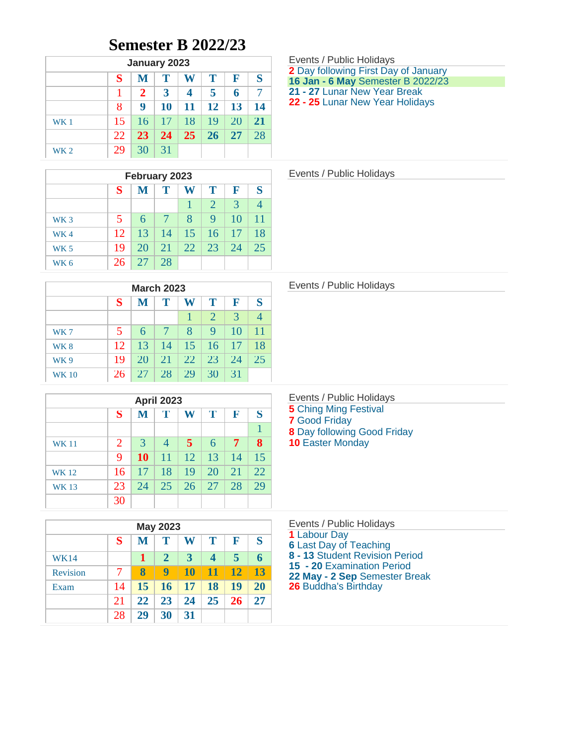# Semester B 2022/23

| January 2023 | | | | | | | |
|---|---|---|---|---|---|---|---|
| | S | M | T | W | T | F | S |
| | 1 | 2 | 3 | 4 | 5 | 6 | 7 |
| | 8 | 9 | 10 | 11 | 12 | 13 | 14 |
| WK 1 | 15 | 16 | 17 | 18 | 19 | 20 | 21 |
| | 22 | 23 | 24 | 25 | 26 | 27 | 28 |
| WK 2 | 29 | 30 | 31 | | | | |

Events / Public Holidays

**2** Day following First Day of January
**16 Jan - 6 May** Semester B 2022/23
**21 - 27** Lunar New Year Break
**22 - 25** Lunar New Year Holidays

| February 2023 | | | | | | | |
|---|---|---|---|---|---|---|---|
| | S | M | T | W | T | F | S |
| | | | | 1 | 2 | 3 | 4 |
| WK 3 | 5 | 6 | 7 | 8 | 9 | 10 | 11 |
| WK 4 | 12 | 13 | 14 | 15 | 16 | 17 | 18 |
| WK 5 | 19 | 20 | 21 | 22 | 23 | 24 | 25 |
| WK 6 | 26 | 27 | 28 | | | | |

Events / Public Holidays

| March 2023 | | | | | | | |
|---|---|---|---|---|---|---|---|
| | S | M | T | W | T | F | S |
| | | | | 1 | 2 | 3 | 4 |
| WK 7 | 5 | 6 | 7 | 8 | 9 | 10 | 11 |
| WK 8 | 12 | 13 | 14 | 15 | 16 | 17 | 18 |
| WK 9 | 19 | 20 | 21 | 22 | 23 | 24 | 25 |
| WK 10 | 26 | 27 | 28 | 29 | 30 | 31 | |

Events / Public Holidays

| April 2023 | | | | | | | |
|---|---|---|---|---|---|---|---|
| | S | M | T | W | T | F | S |
| | | | | | | | 1 |
| WK 11 | 2 | 3 | 4 | 5 | 6 | 7 | 8 |
| | 9 | 10 | 11 | 12 | 13 | 14 | 15 |
| WK 12 | 16 | 17 | 18 | 19 | 20 | 21 | 22 |
| WK 13 | 23 | 24 | 25 | 26 | 27 | 28 | 29 |
| | 30 | | | | | | |

Events / Public Holidays

**5** Ching Ming Festival
**7** Good Friday
**8** Day following Good Friday
**10** Easter Monday

| May 2023 | | | | | | | |
|---|---|---|---|---|---|---|---|
| | S | M | T | W | T | F | S |
| WK14 | | 1 | 2 | 3 | 4 | 5 | 6 |
| Revision | 7 | 8 | 9 | 10 | 11 | 12 | 13 |
| Exam | 14 | 15 | 16 | 17 | 18 | 19 | 20 |
| | 21 | 22 | 23 | 24 | 25 | 26 | 27 |
| | 28 | 29 | 30 | 31 | | | |

Events / Public Holidays

**1** Labour Day
**6** Last Day of Teaching
**8 - 13** Student Revision Period
**15 - 20** Examination Period
**22 May - 2 Sep** Semester Break
**26** Buddha's Birthday